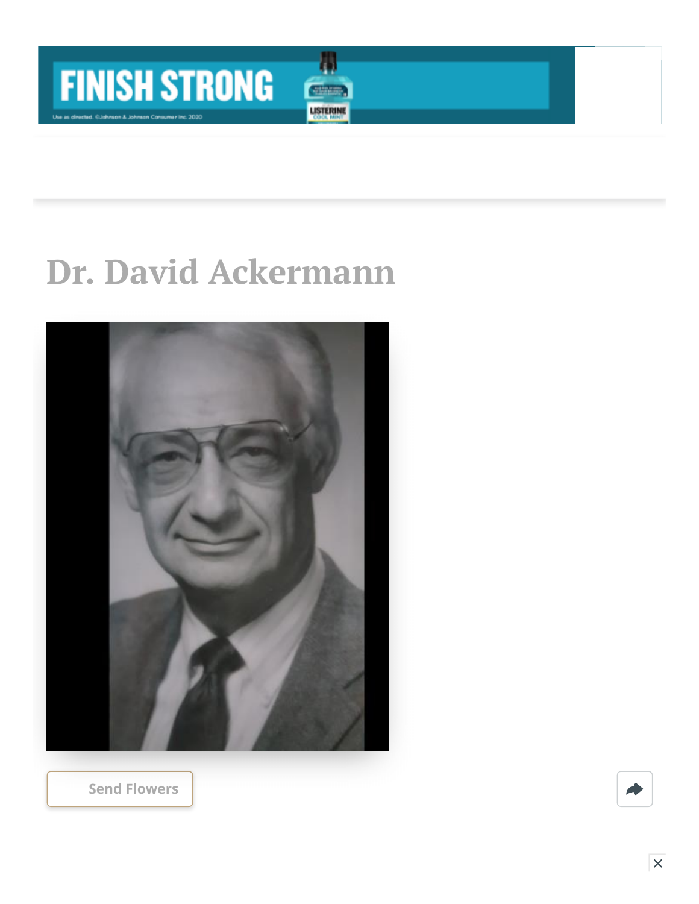# Dr. David Ackermann

Send Flowers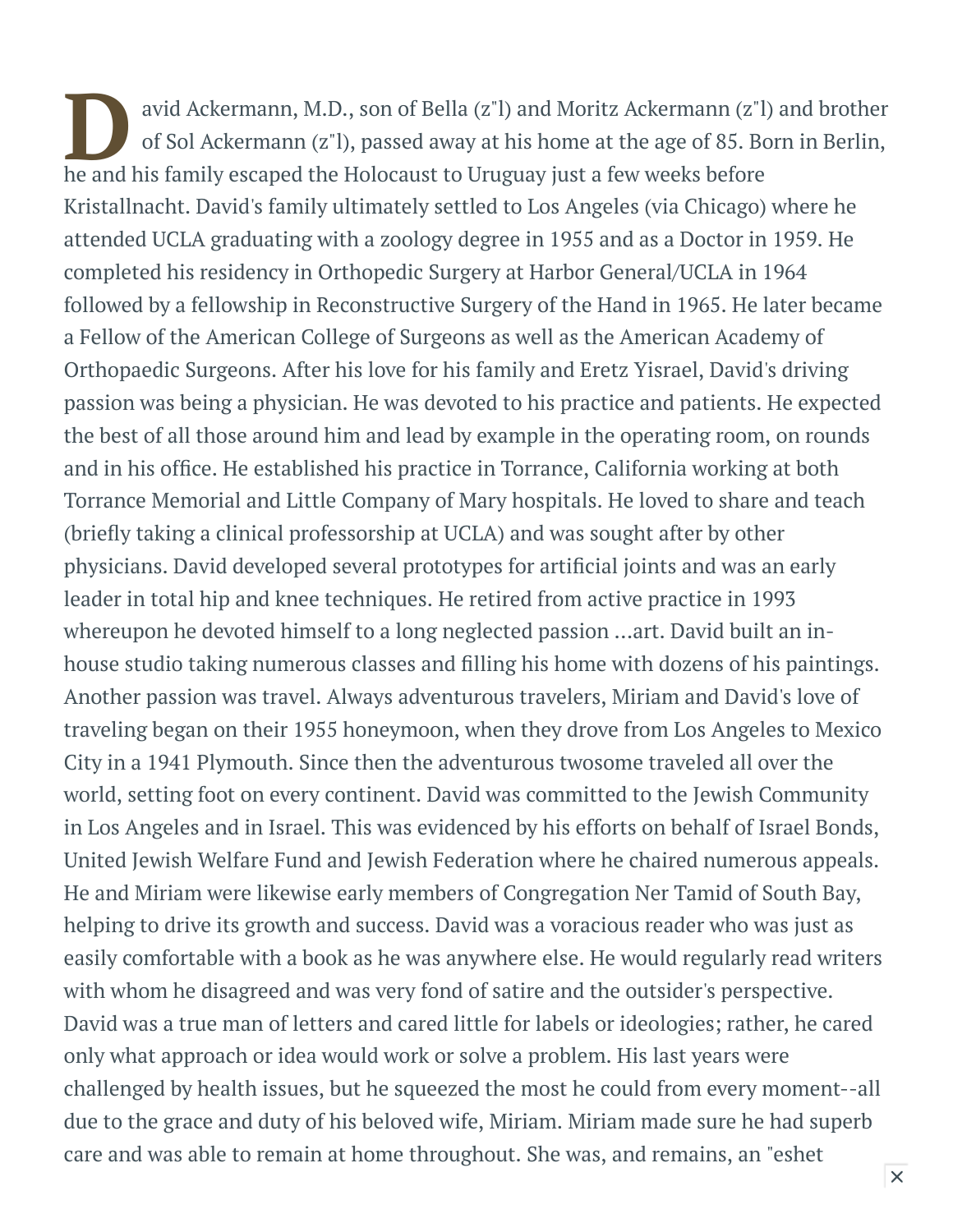David Ackermann, M.D., son of Bella (z"l) and Moritz Ackermann (z"l) and brother of Sol Ackermann (z"l), passed away at his home at the age of 85. Born in Berlin, he and his family escaped the Holocaust to Uruguay just a few weeks before Kristallnacht. David's family ultimately settled to Los Angeles (via Chicago) where he attended UCLA graduating with a zoology degree in 1955 and as a Doctor in 1959. He completed his residency in Orthopedic Surgery at Harbor General/UCLA in 1964 followed by a fellowship in Reconstructive Surgery of the Hand in 1965. He later became a Fellow of the American College of Surgeons as well as the American Academy of Orthopaedic Surgeons. After his love for his family and Eretz Yisrael, David's driving passion was being a physician. He was devoted to his practice and patients. He expected the best of all those around him and lead by example in the operating room, on rounds and in his office. He established his practice in Torrance, California working at both Torrance Memorial and Little Company of Mary hospitals. He loved to share and teach (briefly taking a clinical professorship at UCLA) and was sought after by other physicians. David developed several prototypes for artificial joints and was an early leader in total hip and knee techniques. He retired from active practice in 1993 whereupon he devoted himself to a long neglected passion ...art. David built an in-house studio taking numerous classes and filling his home with dozens of his paintings. Another passion was travel. Always adventurous travelers, Miriam and David's love of traveling began on their 1955 honeymoon, when they drove from Los Angeles to Mexico City in a 1941 Plymouth. Since then the adventurous twosome traveled all over the world, setting foot on every continent. David was committed to the Jewish Community in Los Angeles and in Israel. This was evidenced by his efforts on behalf of Israel Bonds, United Jewish Welfare Fund and Jewish Federation where he chaired numerous appeals. He and Miriam were likewise early members of Congregation Ner Tamid of South Bay, helping to drive its growth and success. David was a voracious reader who was just as easily comfortable with a book as he was anywhere else. He would regularly read writers with whom he disagreed and was very fond of satire and the outsider's perspective. David was a true man of letters and cared little for labels or ideologies; rather, he cared only what approach or idea would work or solve a problem. His last years were challenged by health issues, but he squeezed the most he could from every moment--all due to the grace and duty of his beloved wife, Miriam. Miriam made sure he had superb care and was able to remain at home throughout. She was, and remains, an "eshet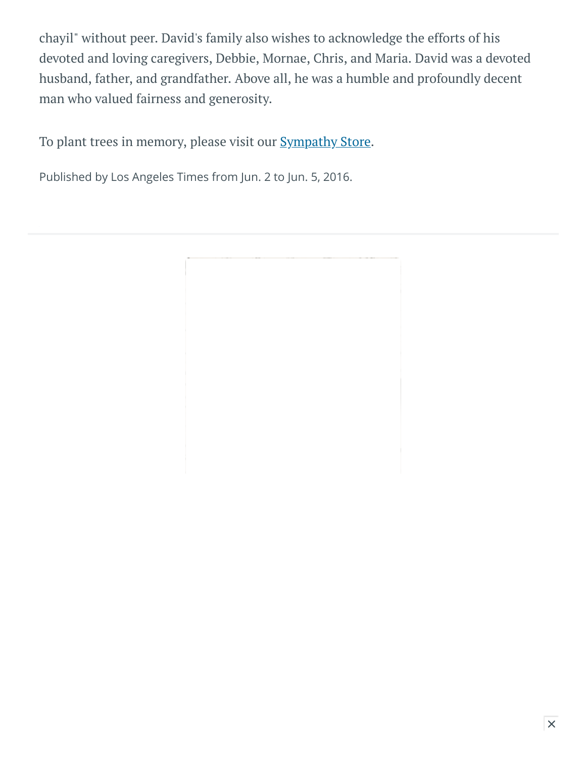chayil" without peer. David's family also wishes to acknowledge the efforts of his devoted and loving caregivers, Debbie, Mornae, Chris, and Maria. David was a devoted husband, father, and grandfather. Above all, he was a humble and profoundly decent man who valued fairness and generosity.

To plant trees in memory, please visit our Sympathy Store.

Published by Los Angeles Times from Jun. 2 to Jun. 5, 2016.